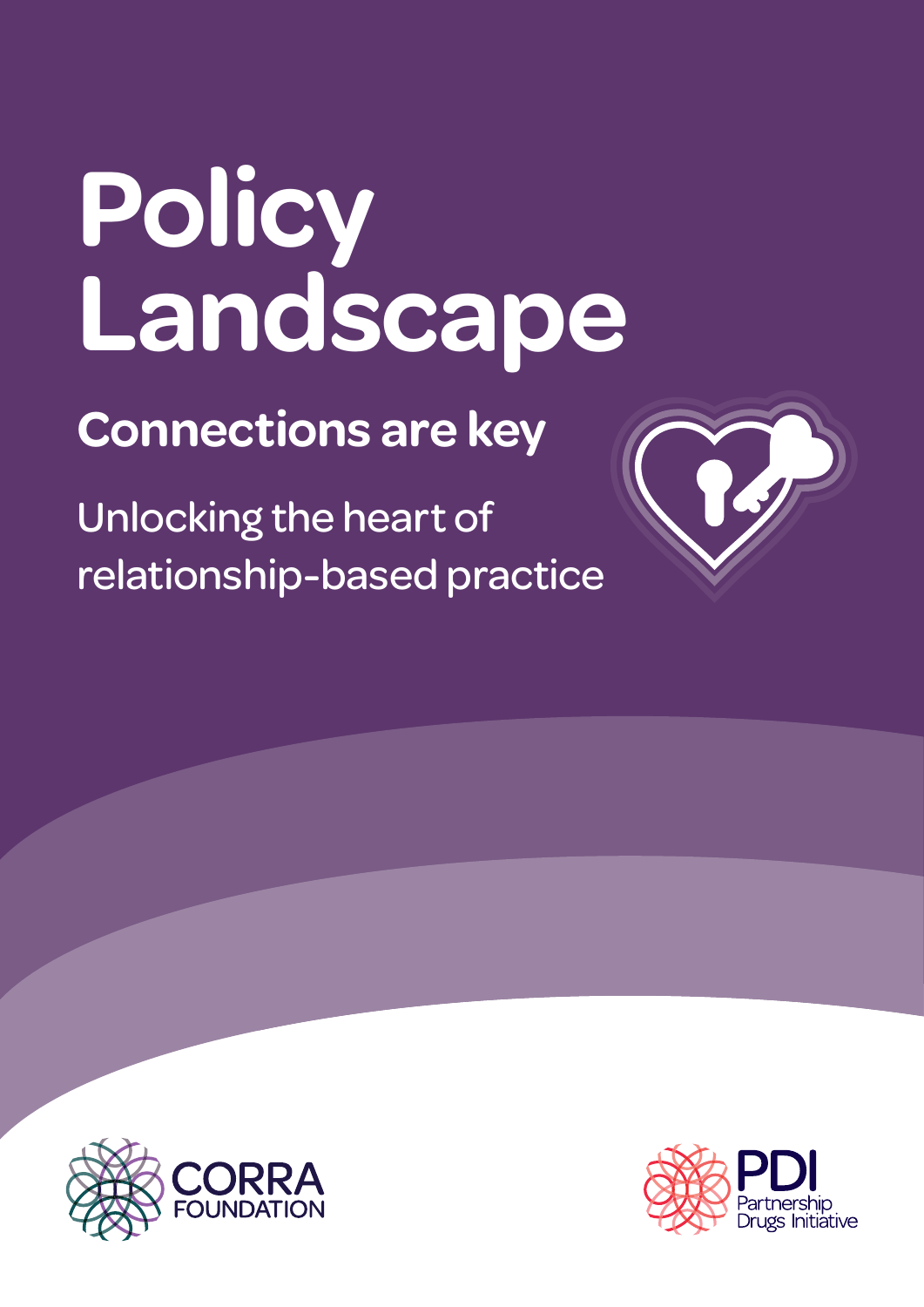# Policy Landscape

## Connections are key

Unlocking the heart of relationship-based practice

CORRA FOUNDATION

PDI Partnership Drugs Initiative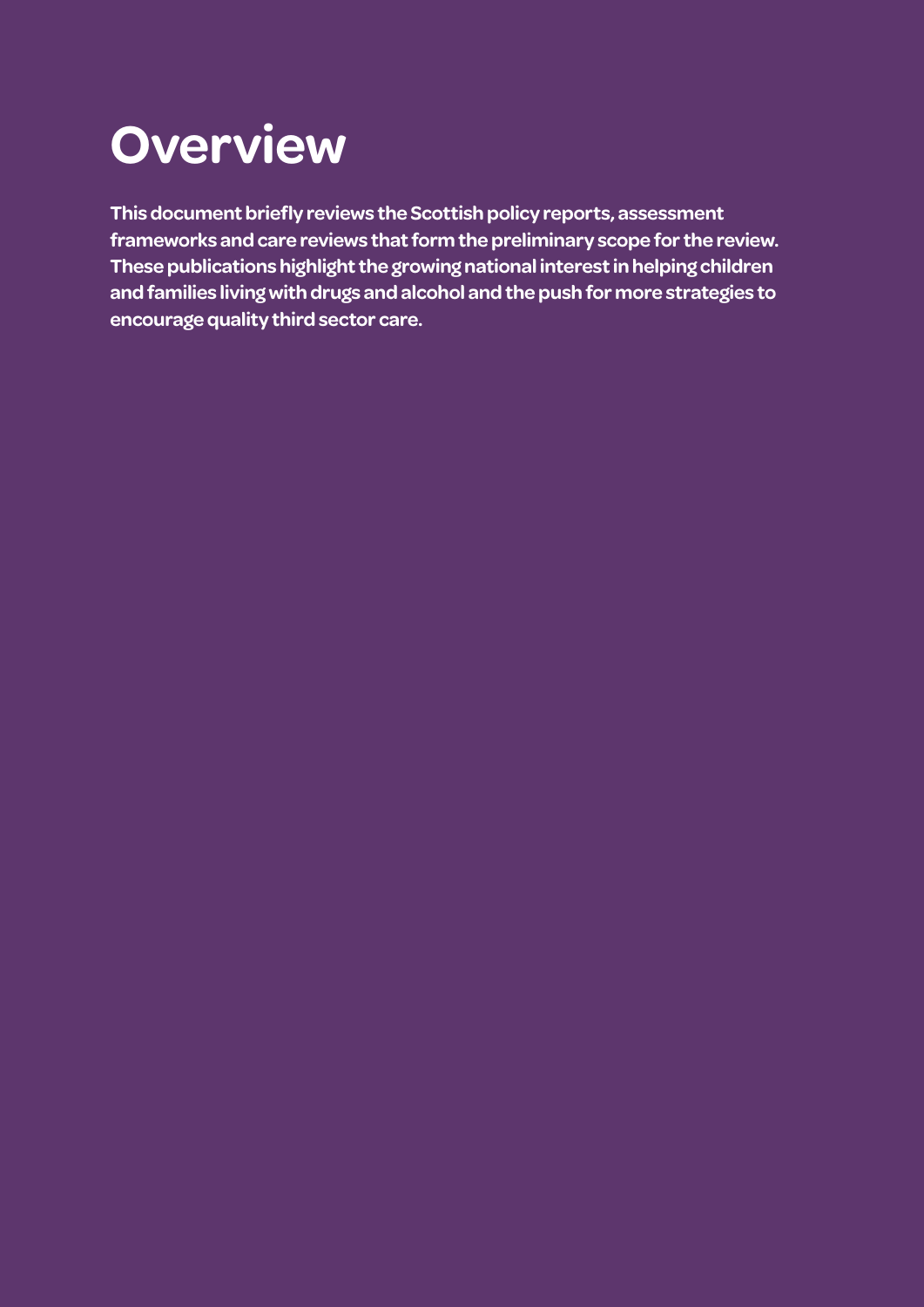# Overview

**This document briefly reviews the Scottish policy reports, assessment frameworks and care reviews that form the preliminary scope for the review. These publications highlight the growing national interest in helping children and families living with drugs and alcohol and the push for more strategies to encourage quality third sector care.**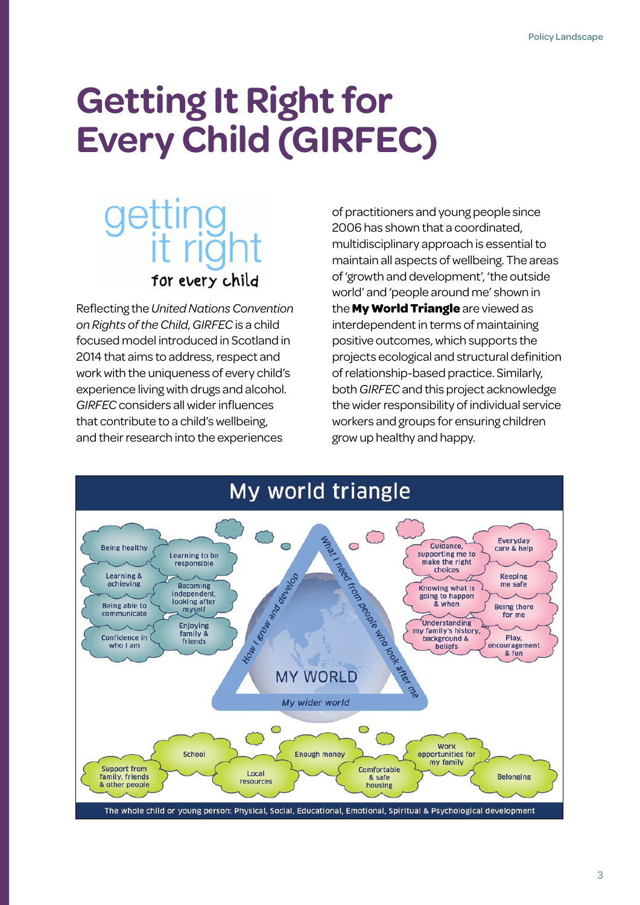# Getting It Right for Every Child (GIRFEC)

getting it right for every child

Reflecting the *United Nations Convention on Rights of the Child*, *GIRFEC* is a child focused model introduced in Scotland in 2014 that aims to address, respect and work with the uniqueness of every child's experience living with drugs and alcohol. *GIRFEC* considers all wider influences that contribute to a child's wellbeing, and their research into the experiences of practitioners and young people since 2006 has shown that a coordinated, multidisciplinary approach is essential to maintain all aspects of wellbeing. The areas of 'growth and development', 'the outside world' and 'people around me' shown in the **My World Triangle** are viewed as interdependent in terms of maintaining positive outcomes, which supports the projects ecological and structural definition of relationship-based practice. Similarly, both *GIRFEC* and this project acknowledge the wider responsibility of individual service workers and groups for ensuring children grow up healthy and happy.

## My world triangle

**MY WORLD**

**How I grow and develop**
- Being healthy
- Learning to be responsible
- Learning & achieving
- Becoming independent, looking after myself
- Being able to communicate
- Enjoying family & friends
- Confidence in who I am

**What I need from people who look after me**
- Guidance, supporting me to make the right choices
- Everyday care & help
- Knowing what is going to happen & when
- Keeping me safe
- Being there for me
- Understanding my family's history, background & beliefs
- Play, encouragement & fun

**My wider world**
- School
- Enough money
- Work opportunities for my family
- Support from family, friends & other people
- Local resources
- Comfortable & safe housing
- Belonging

The whole child or young person: Physical, Social, Educational, Emotional, Spiritual & Psychological development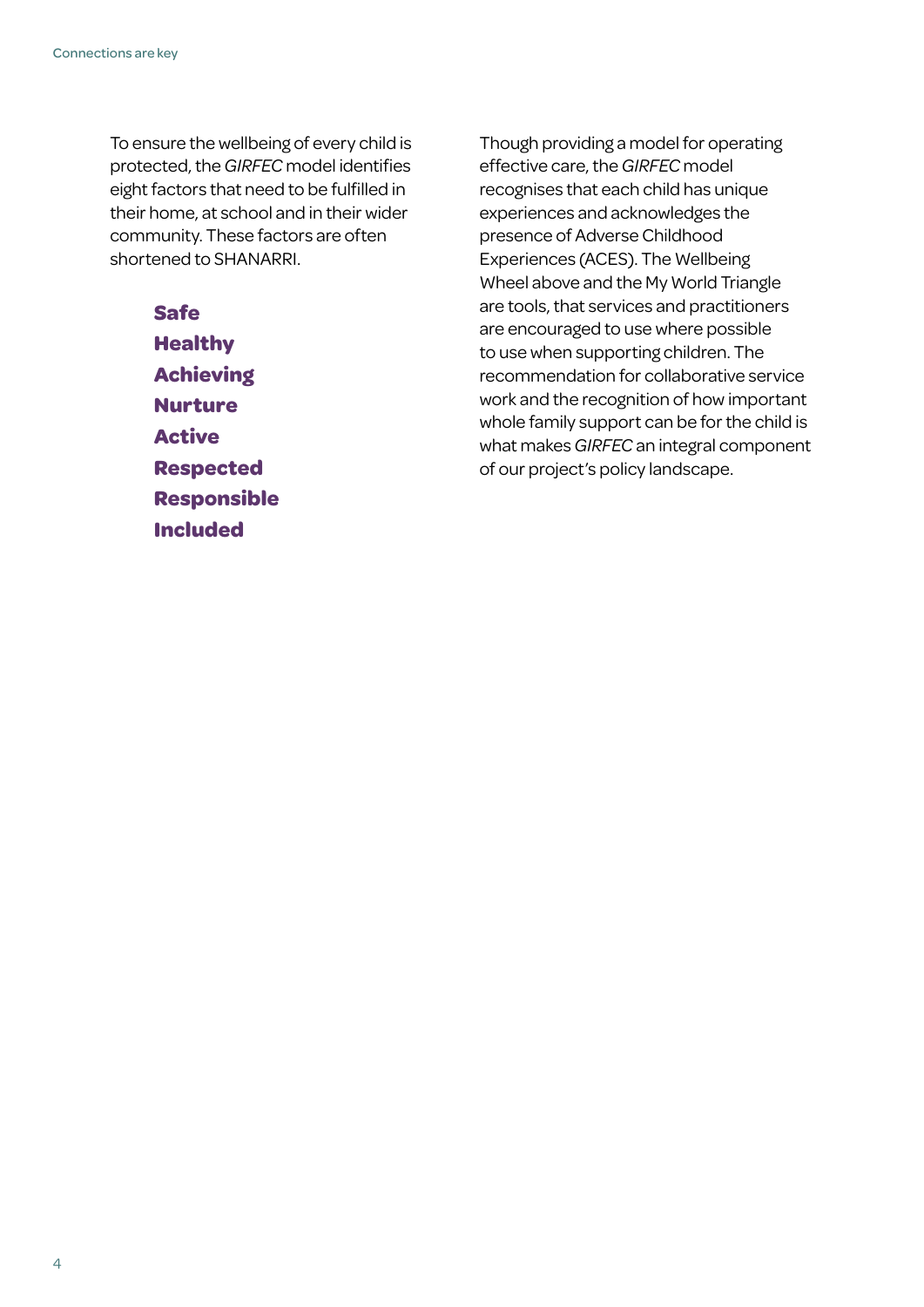To ensure the wellbeing of every child is protected, the *GIRFEC* model identifies eight factors that need to be fulfilled in their home, at school and in their wider community. These factors are often shortened to SHANARRI.

**Safe**
**Healthy**
**Achieving**
**Nurture**
**Active**
**Respected**
**Responsible**
**Included**

Though providing a model for operating effective care, the *GIRFEC* model recognises that each child has unique experiences and acknowledges the presence of Adverse Childhood Experiences (ACES). The Wellbeing Wheel above and the My World Triangle are tools, that services and practitioners are encouraged to use where possible to use when supporting children. The recommendation for collaborative service work and the recognition of how important whole family support can be for the child is what makes *GIRFEC* an integral component of our project's policy landscape.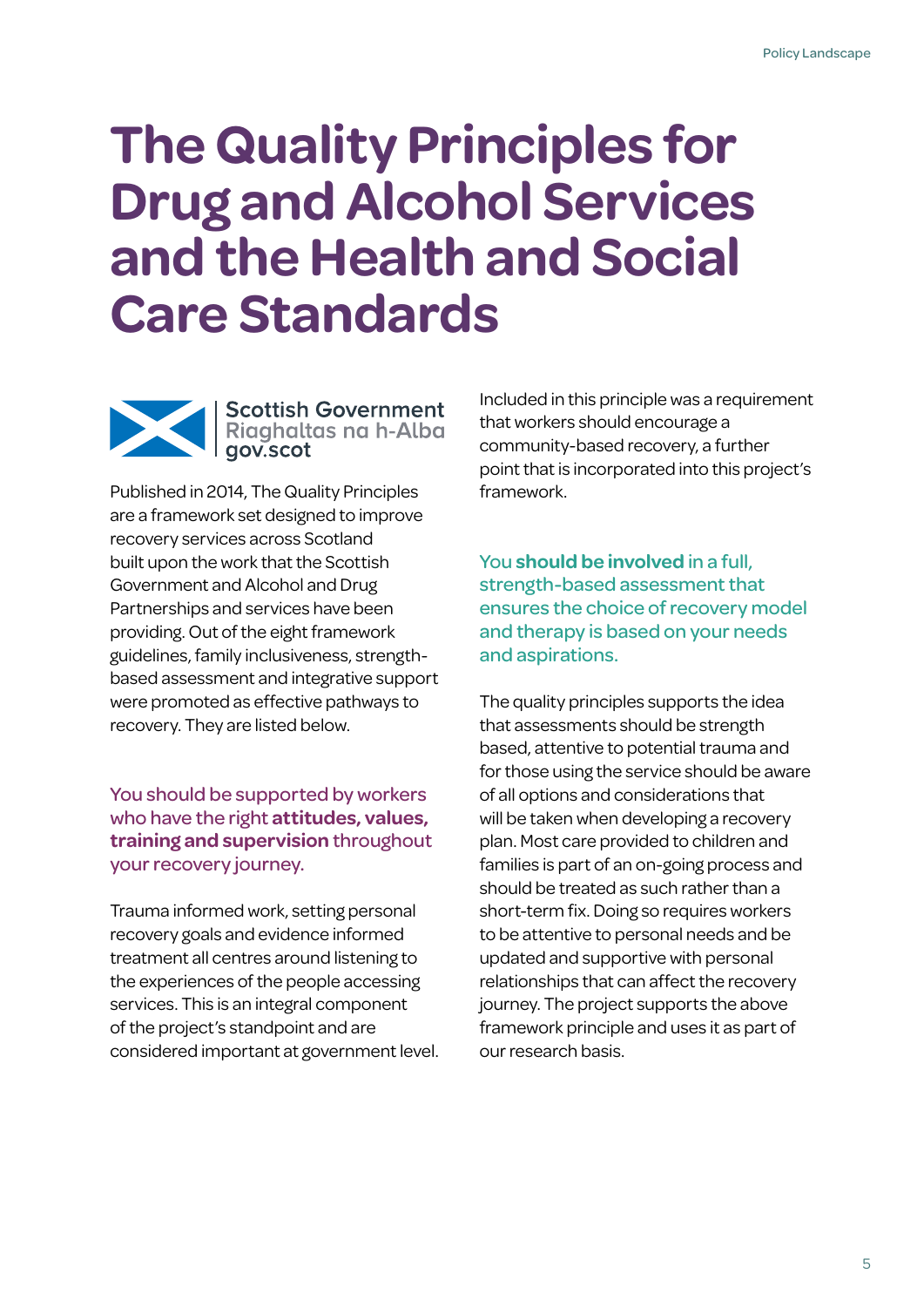# The Quality Principles for Drug and Alcohol Services and the Health and Social Care Standards

Scottish Government
Riaghaltas na h-Alba
gov.scot

Published in 2014, The Quality Principles are a framework set designed to improve recovery services across Scotland built upon the work that the Scottish Government and Alcohol and Drug Partnerships and services have been providing. Out of the eight framework guidelines, family inclusiveness, strength-based assessment and integrative support were promoted as effective pathways to recovery. They are listed below.

You should be supported by workers who have the right **attitudes, values, training and supervision** throughout your recovery journey.

Trauma informed work, setting personal recovery goals and evidence informed treatment all centres around listening to the experiences of the people accessing services. This is an integral component of the project's standpoint and are considered important at government level.

Included in this principle was a requirement that workers should encourage a community-based recovery, a further point that is incorporated into this project's framework.

You **should be involved** in a full, strength-based assessment that ensures the choice of recovery model and therapy is based on your needs and aspirations.

The quality principles supports the idea that assessments should be strength based, attentive to potential trauma and for those using the service should be aware of all options and considerations that will be taken when developing a recovery plan. Most care provided to children and families is part of an on-going process and should be treated as such rather than a short-term fix. Doing so requires workers to be attentive to personal needs and be updated and supportive with personal relationships that can affect the recovery journey. The project supports the above framework principle and uses it as part of our research basis.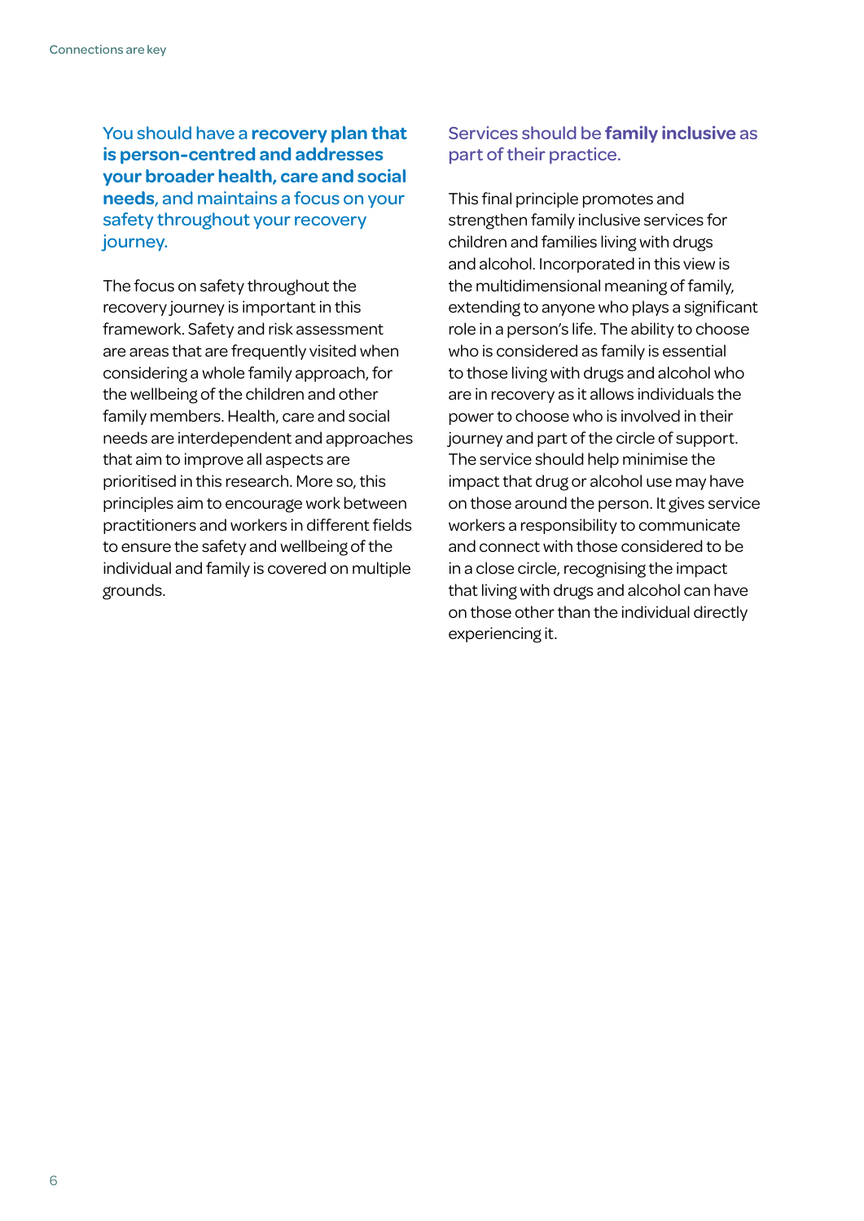### You should have a **recovery plan that is person-centred and addresses your broader health, care and social needs**, and maintains a focus on your safety throughout your recovery journey.

The focus on safety throughout the recovery journey is important in this framework. Safety and risk assessment are areas that are frequently visited when considering a whole family approach, for the wellbeing of the children and other family members. Health, care and social needs are interdependent and approaches that aim to improve all aspects are prioritised in this research. More so, this principles aim to encourage work between practitioners and workers in different fields to ensure the safety and wellbeing of the individual and family is covered on multiple grounds.

### Services should be **family inclusive** as part of their practice.

This final principle promotes and strengthen family inclusive services for children and families living with drugs and alcohol. Incorporated in this view is the multidimensional meaning of family, extending to anyone who plays a significant role in a person's life. The ability to choose who is considered as family is essential to those living with drugs and alcohol who are in recovery as it allows individuals the power to choose who is involved in their journey and part of the circle of support. The service should help minimise the impact that drug or alcohol use may have on those around the person. It gives service workers a responsibility to communicate and connect with those considered to be in a close circle, recognising the impact that living with drugs and alcohol can have on those other than the individual directly experiencing it.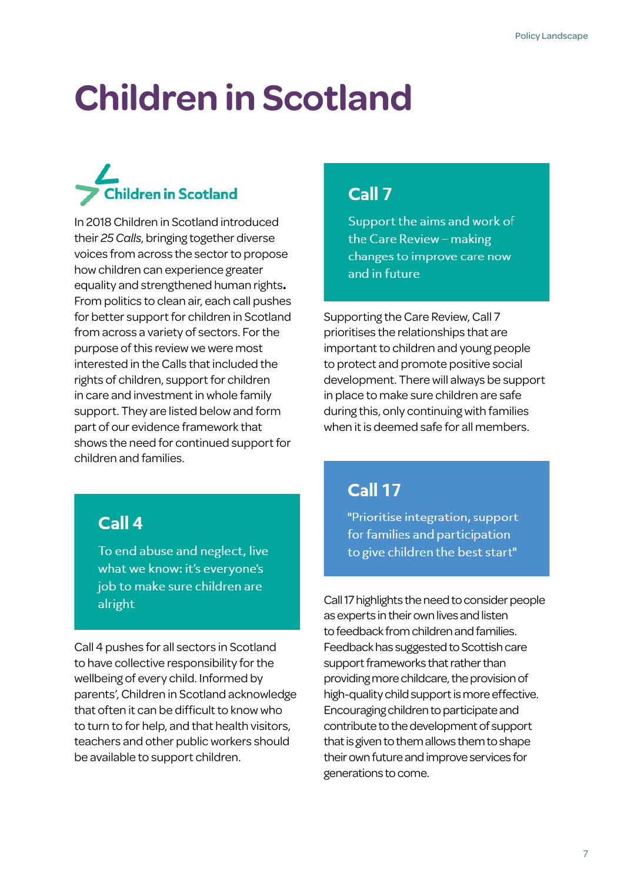# Children in Scotland

Children in Scotland

In 2018 Children in Scotland introduced their *25 Calls*, bringing together diverse voices from across the sector to propose how children can experience greater equality and strengthened human rights**.** From politics to clean air, each call pushes for better support for children in Scotland from across a variety of sectors. For the purpose of this review we were most interested in the Calls that included the rights of children, support for children in care and investment in whole family support. They are listed below and form part of our evidence framework that shows the need for continued support for children and families.

## Call 4

To end abuse and neglect, live what we know: it's everyone's job to make sure children are alright

Call 4 pushes for all sectors in Scotland to have collective responsibility for the wellbeing of every child. Informed by parents', Children in Scotland acknowledge that often it can be difficult to know who to turn to for help, and that health visitors, teachers and other public workers should be available to support children.

## Call 7

Support the aims and work of the Care Review – making changes to improve care now and in future

Supporting the Care Review, Call 7 prioritises the relationships that are important to children and young people to protect and promote positive social development. There will always be support in place to make sure children are safe during this, only continuing with families when it is deemed safe for all members.

## Call 17

"Prioritise integration, support for families and participation to give children the best start"

Call 17 highlights the need to consider people as experts in their own lives and listen to feedback from children and families. Feedback has suggested to Scottish care support frameworks that rather than providing more childcare, the provision of high-quality child support is more effective. Encouraging children to participate and contribute to the development of support that is given to them allows them to shape their own future and improve services for generations to come.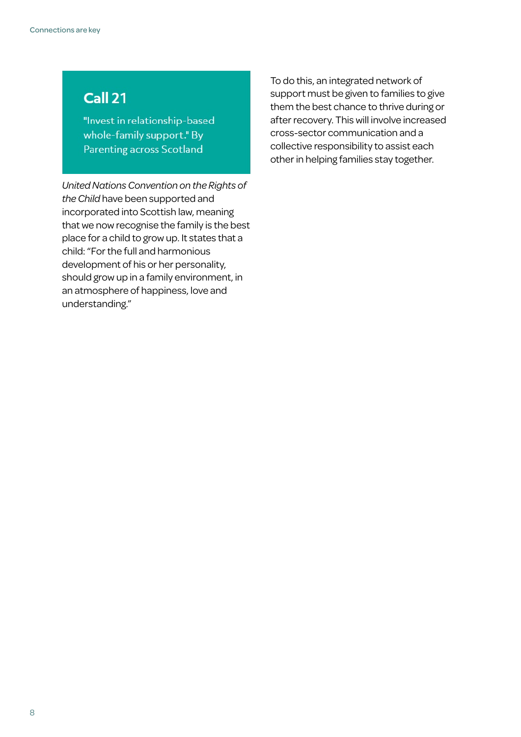## Call 21

"Invest in relationship-based whole-family support." By Parenting across Scotland

*United Nations Convention on the Rights of the Child* have been supported and incorporated into Scottish law, meaning that we now recognise the family is the best place for a child to grow up. It states that a child: "For the full and harmonious development of his or her personality, should grow up in a family environment, in an atmosphere of happiness, love and understanding."

To do this, an integrated network of support must be given to families to give them the best chance to thrive during or after recovery. This will involve increased cross-sector communication and a collective responsibility to assist each other in helping families stay together.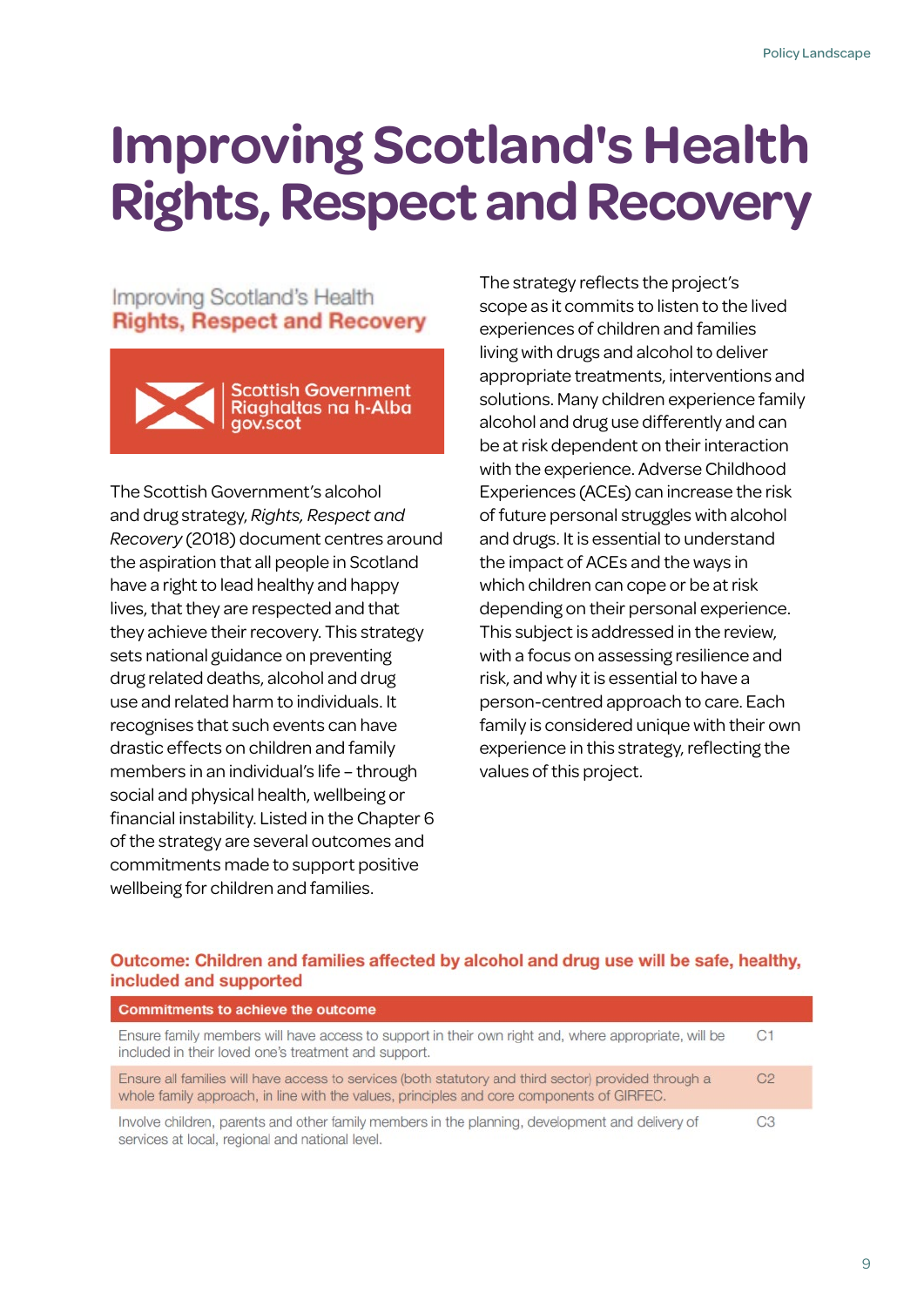# Improving Scotland's Health Rights, Respect and Recovery

Improving Scotland's Health
**Rights, Respect and Recovery**

Scottish Government
Riaghaltas na h-Alba
gov.scot

The Scottish Government's alcohol and drug strategy, *Rights, Respect and Recovery* (2018) document centres around the aspiration that all people in Scotland have a right to lead healthy and happy lives, that they are respected and that they achieve their recovery. This strategy sets national guidance on preventing drug related deaths, alcohol and drug use and related harm to individuals. It recognises that such events can have drastic effects on children and family members in an individual's life – through social and physical health, wellbeing or financial instability. Listed in the Chapter 6 of the strategy are several outcomes and commitments made to support positive wellbeing for children and families.

The strategy reflects the project's scope as it commits to listen to the lived experiences of children and families living with drugs and alcohol to deliver appropriate treatments, interventions and solutions. Many children experience family alcohol and drug use differently and can be at risk dependent on their interaction with the experience. Adverse Childhood Experiences (ACEs) can increase the risk of future personal struggles with alcohol and drugs. It is essential to understand the impact of ACEs and the ways in which children can cope or be at risk depending on their personal experience. This subject is addressed in the review, with a focus on assessing resilience and risk, and why it is essential to have a person-centred approach to care. Each family is considered unique with their own experience in this strategy, reflecting the values of this project.

**Outcome: Children and families affected by alcohol and drug use will be safe, healthy, included and supported**

| Commitments to achieve the outcome | |
|---|---|
| Ensure family members will have access to support in their own right and, where appropriate, will be included in their loved one's treatment and support. | C1 |
| Ensure all families will have access to services (both statutory and third sector) provided through a whole family approach, in line with the values, principles and core components of GIRFEC. | C2 |
| Involve children, parents and other family members in the planning, development and delivery of services at local, regional and national level. | C3 |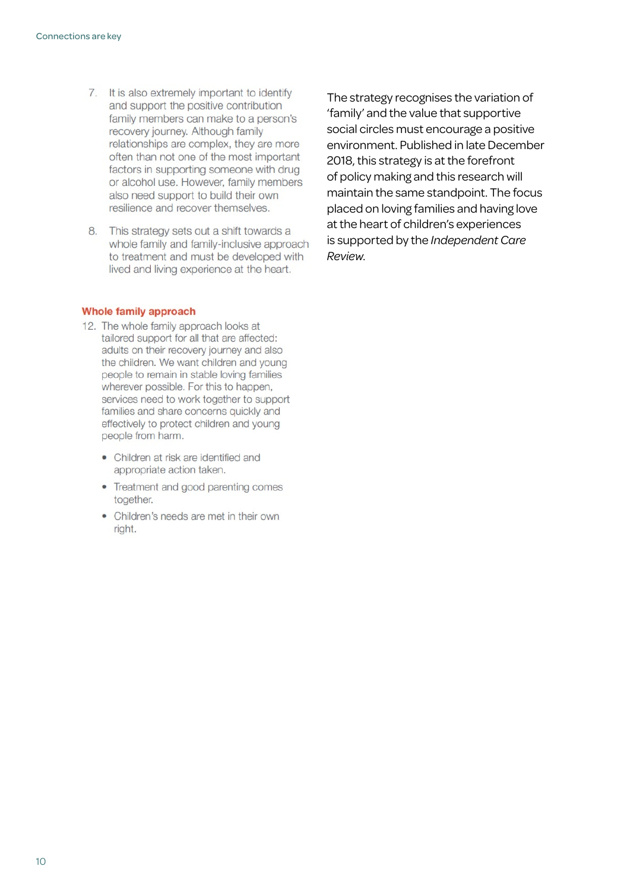7. It is also extremely important to identify and support the positive contribution family members can make to a person's recovery journey. Although family relationships are complex, they are more often than not one of the most important factors in supporting someone with drug or alcohol use. However, family members also need support to build their own resilience and recover themselves.

8. This strategy sets out a shift towards a whole family and family-inclusive approach to treatment and must be developed with lived and living experience at the heart.

**Whole family approach**

12. The whole family approach looks at tailored support for all that are affected: adults on their recovery journey and also the children. We want children and young people to remain in stable loving families wherever possible. For this to happen, services need to work together to support families and share concerns quickly and effectively to protect children and young people from harm.

- Children at risk are identified and appropriate action taken.
- Treatment and good parenting comes together.
- Children's needs are met in their own right.

The strategy recognises the variation of 'family' and the value that supportive social circles must encourage a positive environment. Published in late December 2018, this strategy is at the forefront of policy making and this research will maintain the same standpoint. The focus placed on loving families and having love at the heart of children's experiences is supported by the *Independent Care Review*.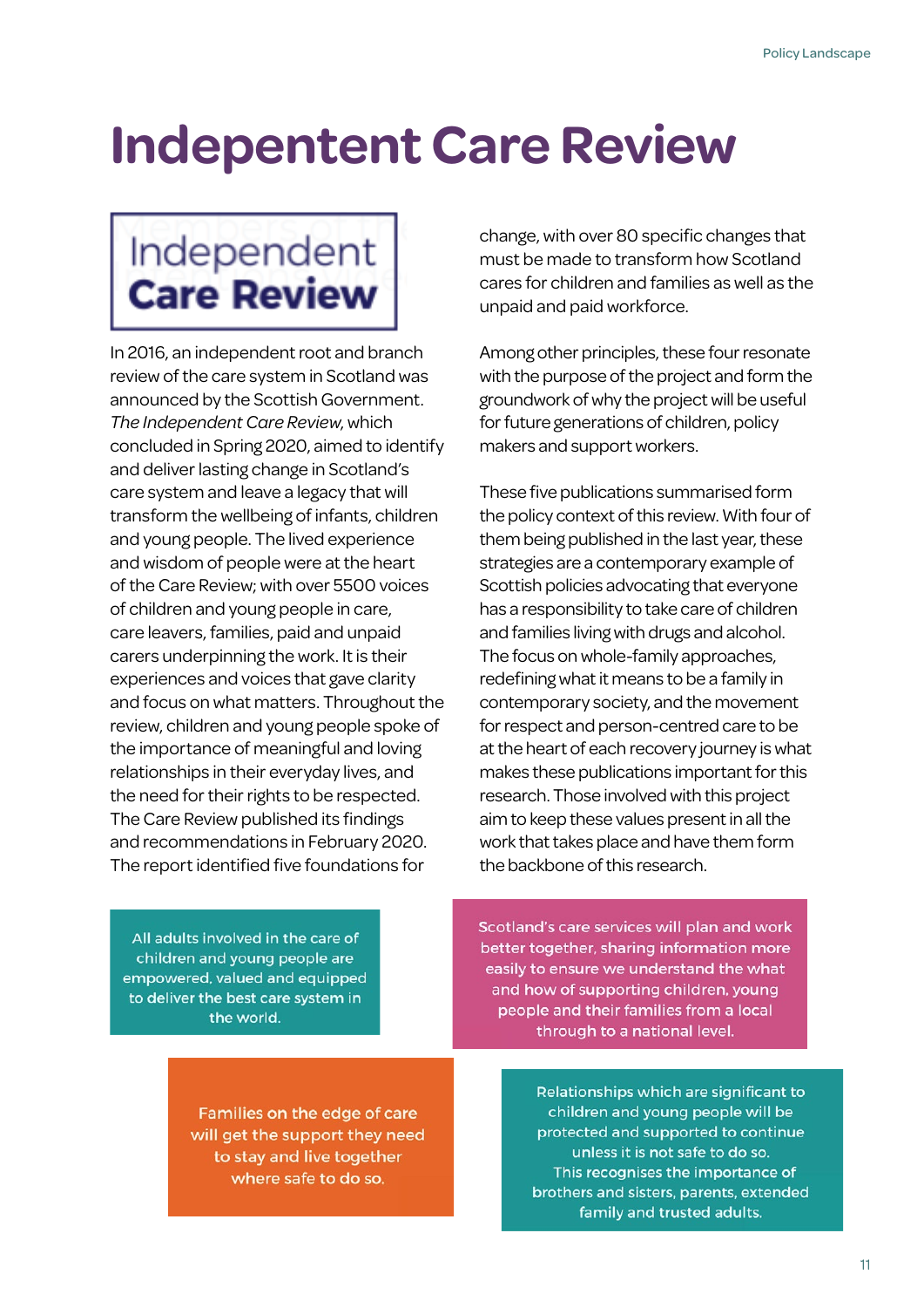# Indepentent Care Review

Independent
**Care Review**

In 2016, an independent root and branch review of the care system in Scotland was announced by the Scottish Government. *The Independent Care Review*, which concluded in Spring 2020, aimed to identify and deliver lasting change in Scotland's care system and leave a legacy that will transform the wellbeing of infants, children and young people. The lived experience and wisdom of people were at the heart of the Care Review; with over 5500 voices of children and young people in care, care leavers, families, paid and unpaid carers underpinning the work. It is their experiences and voices that gave clarity and focus on what matters. Throughout the review, children and young people spoke of the importance of meaningful and loving relationships in their everyday lives, and the need for their rights to be respected. The Care Review published its findings and recommendations in February 2020. The report identified five foundations for change, with over 80 specific changes that must be made to transform how Scotland cares for children and families as well as the unpaid and paid workforce.

Among other principles, these four resonate with the purpose of the project and form the groundwork of why the project will be useful for future generations of children, policy makers and support workers.

These five publications summarised form the policy context of this review. With four of them being published in the last year, these strategies are a contemporary example of Scottish policies advocating that everyone has a responsibility to take care of children and families living with drugs and alcohol. The focus on whole-family approaches, redefining what it means to be a family in contemporary society, and the movement for respect and person-centred care to be at the heart of each recovery journey is what makes these publications important for this research. Those involved with this project aim to keep these values present in all the work that takes place and have them form the backbone of this research.

All adults involved in the care of children and young people are empowered, valued and equipped to deliver the best care system in the world.

Scotland's care services will plan and work better together, sharing information more easily to ensure we understand the what and how of supporting children, young people and their families from a local through to a national level.

Families on the edge of care will get the support they need to stay and live together where safe to do so.

Relationships which are significant to children and young people will be protected and supported to continue unless it is not safe to do so. This recognises the importance of brothers and sisters, parents, extended family and trusted adults.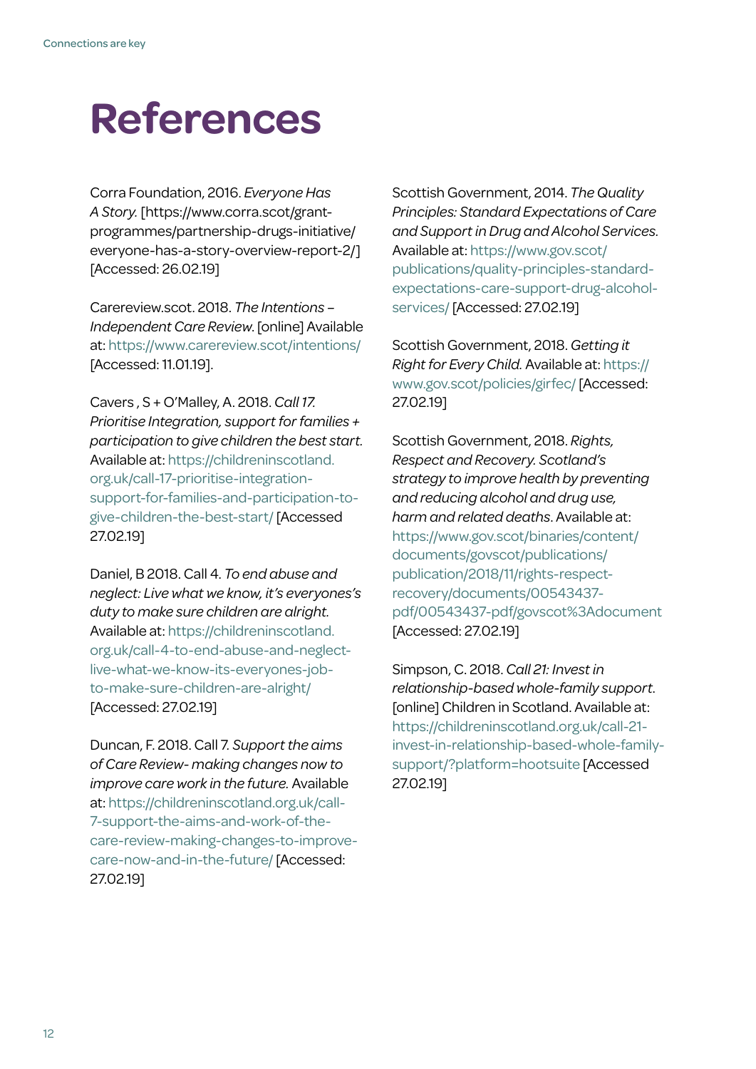# References

Corra Foundation, 2016. *Everyone Has A Story.* [https://www.corra.scot/grant-programmes/partnership-drugs-initiative/everyone-has-a-story-overview-report-2/] [Accessed: 26.02.19]

Carereview.scot. 2018. *The Intentions – Independent Care Review.* [online] Available at: https://www.carereview.scot/intentions/ [Accessed: 11.01.19].

Cavers , S + O'Malley, A. 2018. *Call 17. Prioritise Integration, support for families + participation to give children the best start.* Available at: https://childreninscotland.org.uk/call-17-prioritise-integration-support-for-families-and-participation-to-give-children-the-best-start/ [Accessed 27.02.19]

Daniel, B 2018. Call 4. *To end abuse and neglect: Live what we know, it's everyones's duty to make sure children are alright.* Available at: https://childreninscotland.org.uk/call-4-to-end-abuse-and-neglect-live-what-we-know-its-everyones-job-to-make-sure-children-are-alright/ [Accessed: 27.02.19]

Duncan, F. 2018. Call 7. *Support the aims of Care Review- making changes now to improve care work in the future.* Available at: https://childreninscotland.org.uk/call-7-support-the-aims-and-work-of-the-care-review-making-changes-to-improve-care-now-and-in-the-future/ [Accessed: 27.02.19]

Scottish Government, 2014. *The Quality Principles: Standard Expectations of Care and Support in Drug and Alcohol Services.* Available at: https://www.gov.scot/publications/quality-principles-standard-expectations-care-support-drug-alcohol-services/ [Accessed: 27.02.19]

Scottish Government, 2018. *Getting it Right for Every Child.* Available at: https://www.gov.scot/policies/girfec/ [Accessed: 27.02.19]

Scottish Government, 2018. *Rights, Respect and Recovery. Scotland's strategy to improve health by preventing and reducing alcohol and drug use, harm and related deaths*. Available at: https://www.gov.scot/binaries/content/documents/govscot/publications/publication/2018/11/rights-respect-recovery/documents/00543437-pdf/00543437-pdf/govscot%3Adocument [Accessed: 27.02.19]

Simpson, C. 2018. *Call 21: Invest in relationship-based whole-family support*. [online] Children in Scotland. Available at: https://childreninscotland.org.uk/call-21-invest-in-relationship-based-whole-family-support/?platform=hootsuite [Accessed 27.02.19]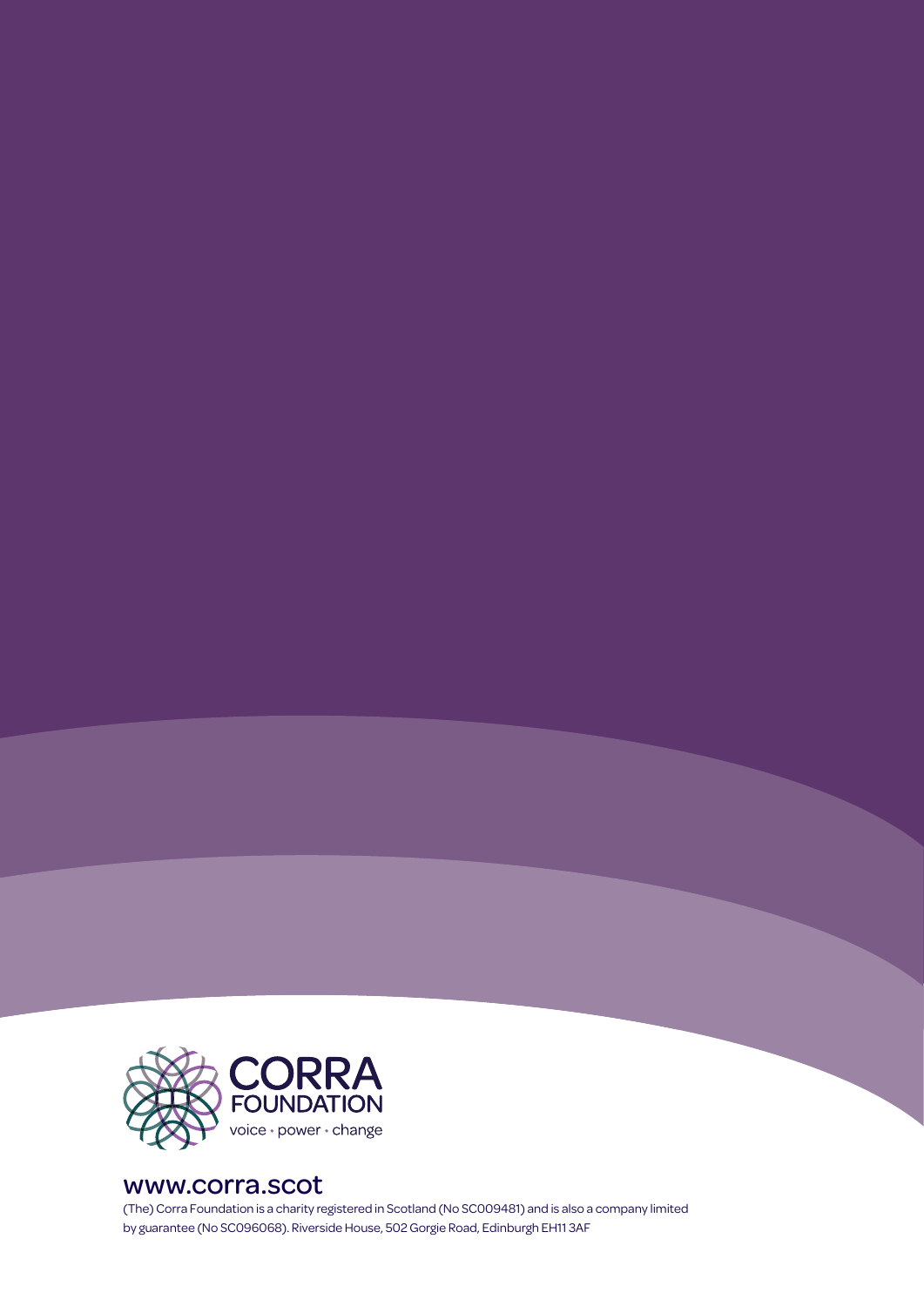CORRA FOUNDATION

voice • power • change

www.corra.scot

(The) Corra Foundation is a charity registered in Scotland (No SC009481) and is also a company limited by guarantee (No SC096068). Riverside House, 502 Gorgie Road, Edinburgh EH11 3AF